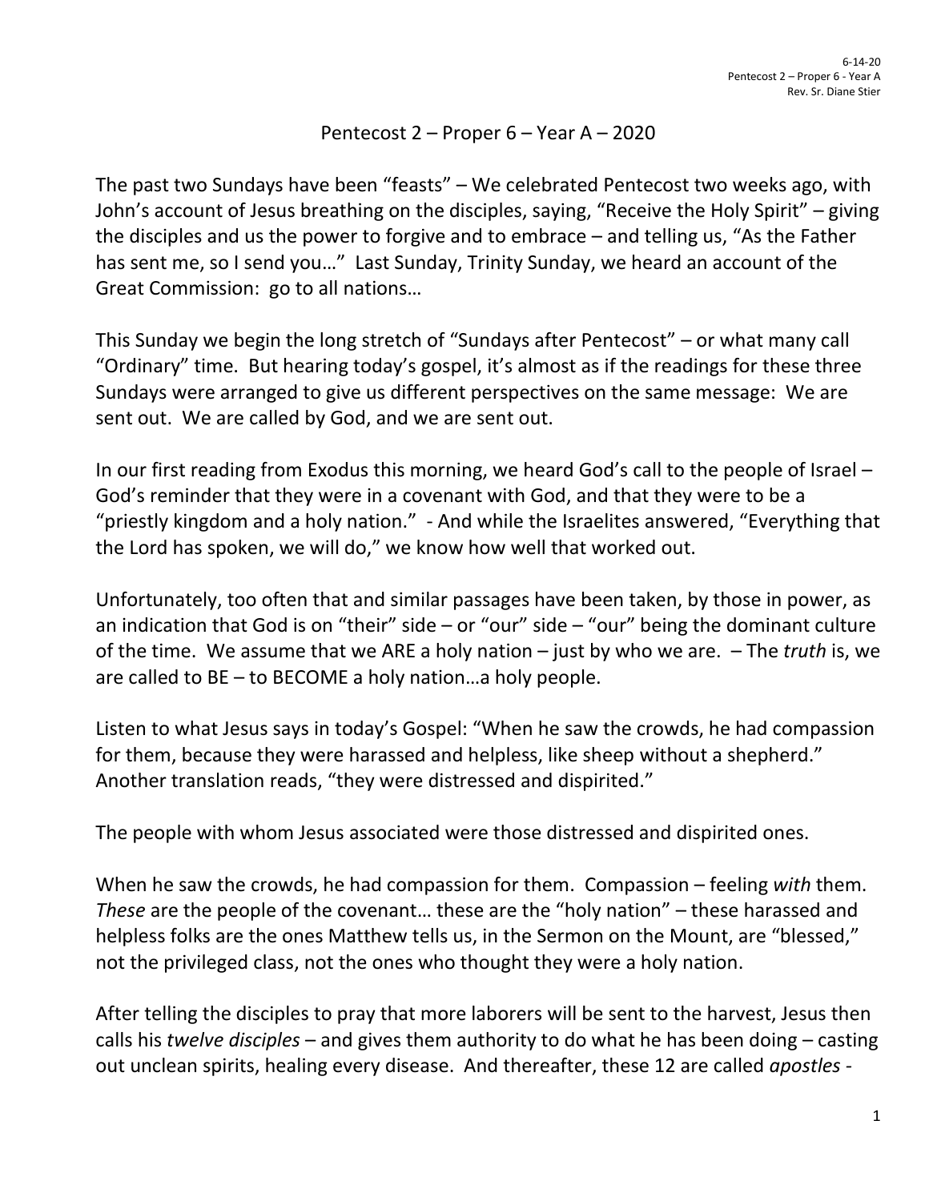# Pentecost 2 – Proper 6 – Year A – 2020

The past two Sundays have been "feasts" – We celebrated Pentecost two weeks ago, with John's account of Jesus breathing on the disciples, saying, "Receive the Holy Spirit" – giving the disciples and us the power to forgive and to embrace – and telling us, "As the Father has sent me, so I send you…" Last Sunday, Trinity Sunday, we heard an account of the Great Commission: go to all nations…

This Sunday we begin the long stretch of "Sundays after Pentecost" – or what many call "Ordinary" time. But hearing today's gospel, it's almost as if the readings for these three Sundays were arranged to give us different perspectives on the same message: We are sent out. We are called by God, and we are sent out.

In our first reading from Exodus this morning, we heard God's call to the people of Israel – God's reminder that they were in a covenant with God, and that they were to be a "priestly kingdom and a holy nation." - And while the Israelites answered, "Everything that the Lord has spoken, we will do," we know how well that worked out.

Unfortunately, too often that and similar passages have been taken, by those in power, as an indication that God is on "their" side – or "our" side – "our" being the dominant culture of the time. We assume that we ARE a holy nation – just by who we are. – The *truth* is, we are called to BE – to BECOME a holy nation…a holy people.

Listen to what Jesus says in today's Gospel: "When he saw the crowds, he had compassion for them, because they were harassed and helpless, like sheep without a shepherd." Another translation reads, "they were distressed and dispirited."

The people with whom Jesus associated were those distressed and dispirited ones.

When he saw the crowds, he had compassion for them. Compassion – feeling *with* them. *These* are the people of the covenant… these are the "holy nation" – these harassed and helpless folks are the ones Matthew tells us, in the Sermon on the Mount, are "blessed," not the privileged class, not the ones who thought they were a holy nation.

After telling the disciples to pray that more laborers will be sent to the harvest, Jesus then calls his *twelve disciples* – and gives them authority to do what he has been doing – casting out unclean spirits, healing every disease. And thereafter, these 12 are called *apostles* -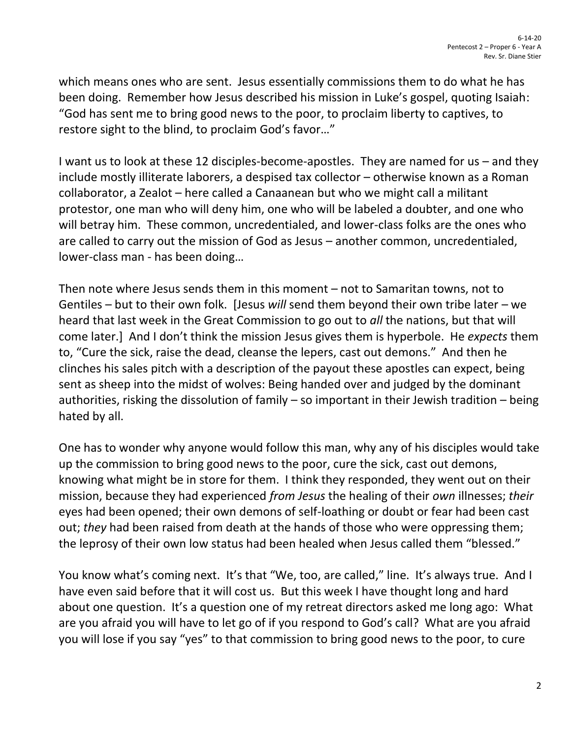which means ones who are sent. Jesus essentially commissions them to do what he has been doing. Remember how Jesus described his mission in Luke's gospel, quoting Isaiah: "God has sent me to bring good news to the poor, to proclaim liberty to captives, to restore sight to the blind, to proclaim God's favor…"

I want us to look at these 12 disciples-become-apostles. They are named for us – and they include mostly illiterate laborers, a despised tax collector – otherwise known as a Roman collaborator, a Zealot – here called a Canaanean but who we might call a militant protestor, one man who will deny him, one who will be labeled a doubter, and one who will betray him. These common, uncredentialed, and lower-class folks are the ones who are called to carry out the mission of God as Jesus – another common, uncredentialed, lower-class man - has been doing…

Then note where Jesus sends them in this moment – not to Samaritan towns, not to Gentiles – but to their own folk. [Jesus *will* send them beyond their own tribe later – we heard that last week in the Great Commission to go out to *all* the nations, but that will come later.] And I don't think the mission Jesus gives them is hyperbole. He *expects* them to, "Cure the sick, raise the dead, cleanse the lepers, cast out demons." And then he clinches his sales pitch with a description of the payout these apostles can expect, being sent as sheep into the midst of wolves: Being handed over and judged by the dominant authorities, risking the dissolution of family – so important in their Jewish tradition – being hated by all.

One has to wonder why anyone would follow this man, why any of his disciples would take up the commission to bring good news to the poor, cure the sick, cast out demons, knowing what might be in store for them. I think they responded, they went out on their mission, because they had experienced *from Jesus* the healing of their *own* illnesses; *their* eyes had been opened; their own demons of self-loathing or doubt or fear had been cast out; *they* had been raised from death at the hands of those who were oppressing them; the leprosy of their own low status had been healed when Jesus called them "blessed."

You know what's coming next. It's that "We, too, are called," line. It's always true. And I have even said before that it will cost us. But this week I have thought long and hard about one question. It's a question one of my retreat directors asked me long ago: What are you afraid you will have to let go of if you respond to God's call? What are you afraid you will lose if you say "yes" to that commission to bring good news to the poor, to cure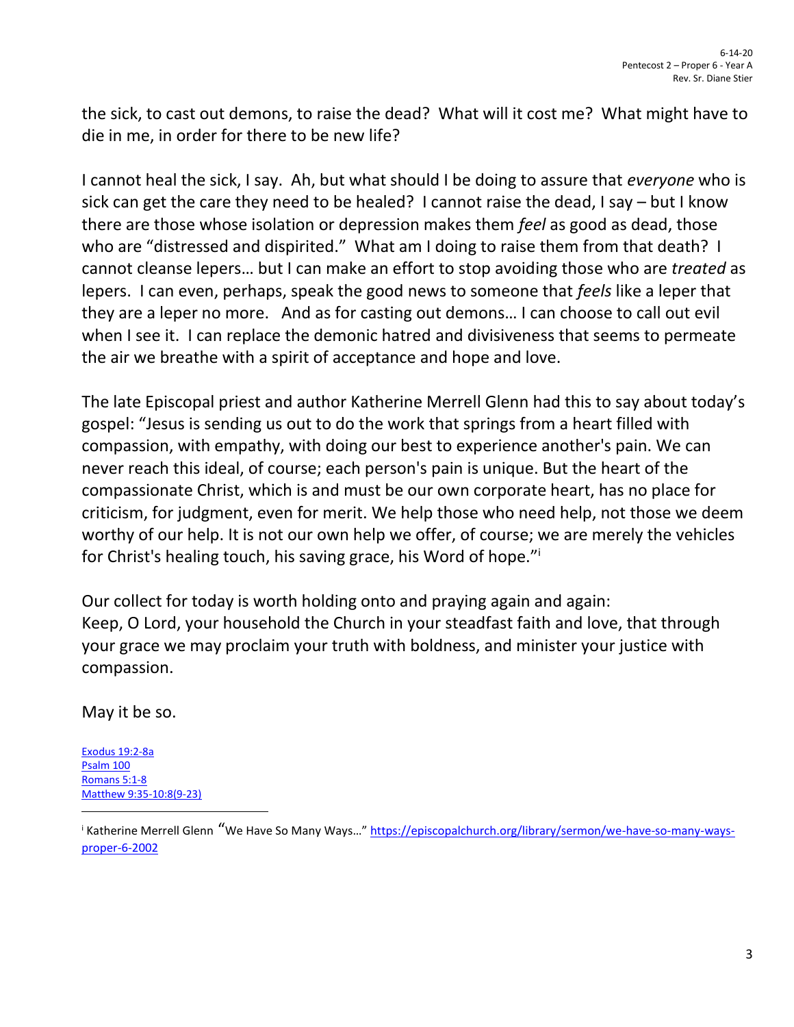the sick, to cast out demons, to raise the dead? What will it cost me? What might have to die in me, in order for there to be new life?

I cannot heal the sick, I say. Ah, but what should I be doing to assure that *everyone* who is sick can get the care they need to be healed? I cannot raise the dead, I say – but I know there are those whose isolation or depression makes them *feel* as good as dead, those who are "distressed and dispirited." What am I doing to raise them from that death? I cannot cleanse lepers… but I can make an effort to stop avoiding those who are *treated* as lepers. I can even, perhaps, speak the good news to someone that *feels* like a leper that they are a leper no more. And as for casting out demons… I can choose to call out evil when I see it. I can replace the demonic hatred and divisiveness that seems to permeate the air we breathe with a spirit of acceptance and hope and love.

The late Episcopal priest and author Katherine Merrell Glenn had this to say about today's gospel: "Jesus is sending us out to do the work that springs from a heart filled with compassion, with empathy, with doing our best to experience another's pain. We can never reach this ideal, of course; each person's pain is unique. But the heart of the compassionate Christ, which is and must be our own corporate heart, has no place for criticism, for judgment, even for merit. We help those who need help, not those we deem worthy of our help. It is not our own help we offer, of course; we are merely the vehicles for Christ's healing touch, his saving grace, his Word of hope."[i]

Our collect for today is worth holding onto and praying again and again:
Keep, O Lord, your household the Church in your steadfast faith and love, that through your grace we may proclaim your truth with boldness, and minister your justice with compassion.

May it be so.

Exodus 19:2-8a
Psalm 100
Romans 5:1-8
Matthew 9:35-10:8(9-23)

---

[i] Katherine Merrell Glenn "We Have So Many Ways…" https://episcopalchurch.org/library/sermon/we-have-so-many-ways-proper-6-2002